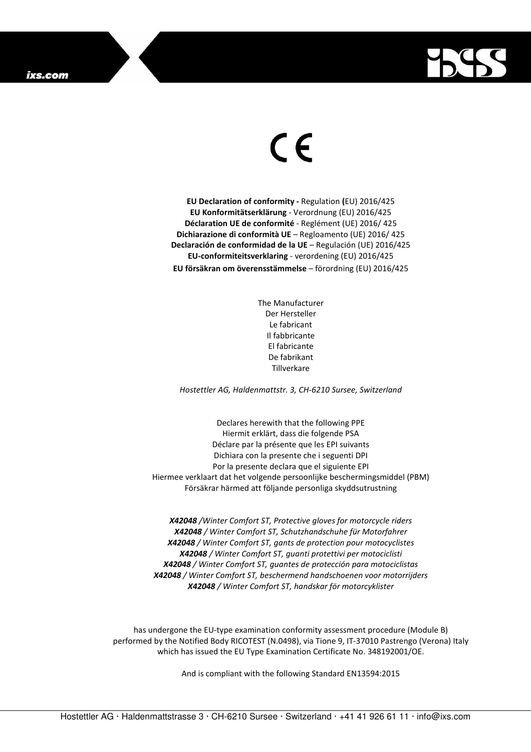CE

**EU Declaration of conformity -** Regulation **(**EU) 2016/425
**EU Konformitätserklärung** - Verordnung (EU) 2016/425
**Déclaration UE de conformité** - Reglément (UE) 2016/ 425
**Dichiarazione di conformità UE** – Regloamento (UE) 2016/ 425
**Declaración de conformidad de la UE** – Regulación (UE) 2016/425
**EU-conformiteitsverklaring** - verordening (EU) 2016/425
**EU försäkran om överensstämmelse** – förordning (EU) 2016/425

The Manufacturer
Der Hersteller
Le fabricant
Il fabbricante
El fabricante
De fabrikant
Tillverkare

*Hostettler AG, Haldenmattstr. 3, CH-6210 Sursee, Switzerland*

Declares herewith that the following PPE
Hiermit erklärt, dass die folgende PSA
Déclare par la présente que les EPI suivants
Dichiara con la presente che i seguenti DPI
Por la presente declara que el siguiente EPI
Hiermee verklaart dat het volgende persoonlijke beschermingsmiddel (PBM)
Försäkrar härmed att följande personliga skyddsutrustning

***X42048*** */Winter Comfort ST, Protective gloves for motorcycle riders*
***X42048*** */ Winter Comfort ST, Schutzhandschuhe für Motorfahrer*
***X42048*** */ Winter Comfort ST, gants de protection pour motocyclistes*
***X42048*** */ Winter Comfort ST, guanti protettivi per motociclisti*
***X42048*** */ Winter Comfort ST, guantes de protección para motociclistas*
***X42048*** */ Winter Comfort ST, beschermend handschoenen voor motorrijders*
***X42048*** */ Winter Comfort ST, handskar för motorcyklister*

has undergone the EU-type examination conformity assessment procedure (Module B) performed by the Notified Body RICOTEST (N.0498), via Tione 9, IT-37010 Pastrengo (Verona) Italy which has issued the EU Type Examination Certificate No. 348192001/OE.

And is compliant with the following Standard EN13594:2015

Hostettler AG · Haldenmattstrasse 3 · CH-6210 Sursee · Switzerland · +41 41 926 61 11 · info@ixs.com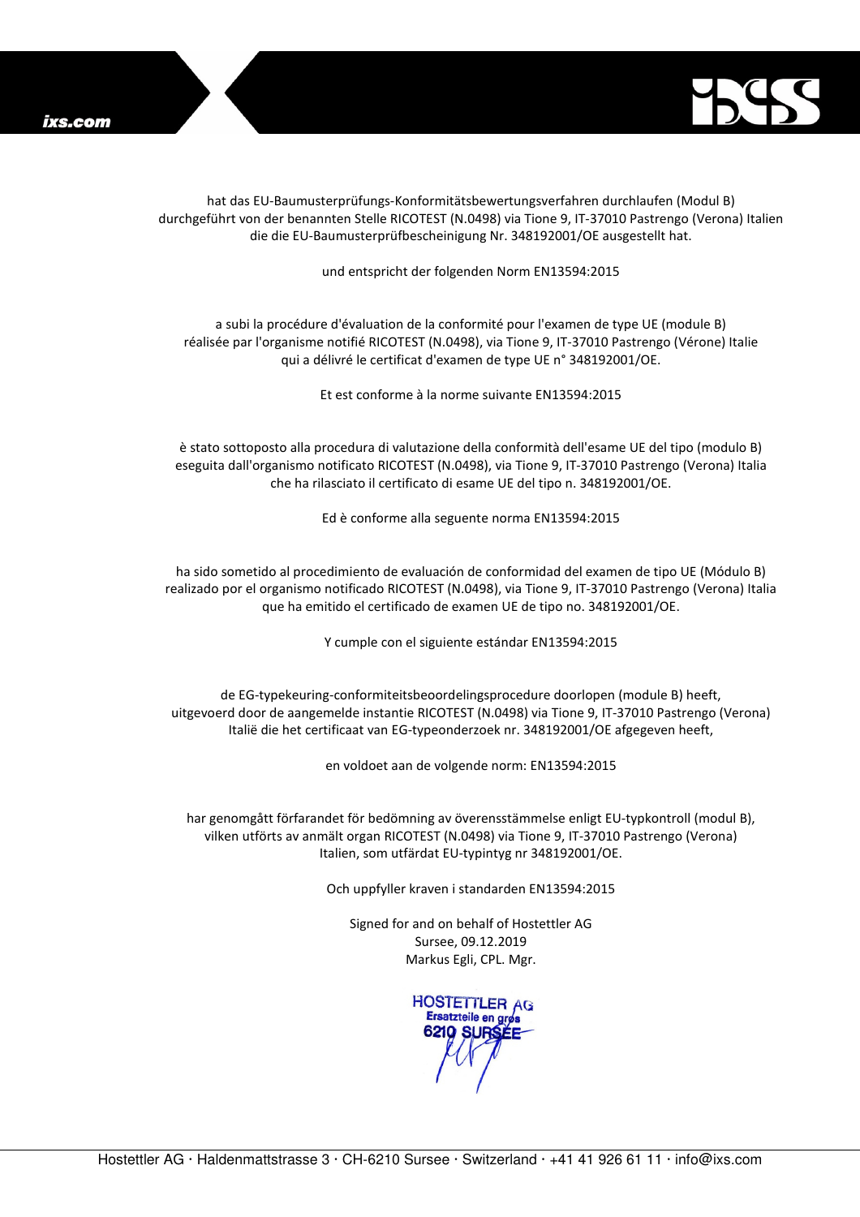hat das EU-Baumusterprüfungs-Konformitätsbewertungsverfahren durchlaufen (Modul B) durchgeführt von der benannten Stelle RICOTEST (N.0498) via Tione 9, IT-37010 Pastrengo (Verona) Italien die die EU-Baumusterprüfbescheinigung Nr. 348192001/OE ausgestellt hat.

und entspricht der folgenden Norm EN13594:2015

a subi la procédure d'évaluation de la conformité pour l'examen de type UE (module B) réalisée par l'organisme notifié RICOTEST (N.0498), via Tione 9, IT-37010 Pastrengo (Vérone) Italie qui a délivré le certificat d'examen de type UE n° 348192001/OE.

Et est conforme à la norme suivante EN13594:2015

è stato sottoposto alla procedura di valutazione della conformità dell'esame UE del tipo (modulo B) eseguita dall'organismo notificato RICOTEST (N.0498), via Tione 9, IT-37010 Pastrengo (Verona) Italia che ha rilasciato il certificato di esame UE del tipo n. 348192001/OE.

Ed è conforme alla seguente norma EN13594:2015

ha sido sometido al procedimiento de evaluación de conformidad del examen de tipo UE (Módulo B) realizado por el organismo notificado RICOTEST (N.0498), via Tione 9, IT-37010 Pastrengo (Verona) Italia que ha emitido el certificado de examen UE de tipo no. 348192001/OE.

Y cumple con el siguiente estándar EN13594:2015

de EG-typekeuring-conformiteitsbeoordelingsprocedure doorlopen (module B) heeft, uitgevoerd door de aangemelde instantie RICOTEST (N.0498) via Tione 9, IT-37010 Pastrengo (Verona) Italië die het certificaat van EG-typeonderzoek nr. 348192001/OE afgegeven heeft,

en voldoet aan de volgende norm: EN13594:2015

har genomgått förfarandet för bedömning av överensstämmelse enligt EU-typkontroll (modul B), vilken utförts av anmält organ RICOTEST (N.0498) via Tione 9, IT-37010 Pastrengo (Verona) Italien, som utfärdat EU-typintyg nr 348192001/OE.

Och uppfyller kraven i standarden EN13594:2015

Signed for and on behalf of Hostettler AG
Sursee, 09.12.2019
Markus Egli, CPL. Mgr.

HOSTETTLER AG
Ersatzteile en gros
6210 SURSEE

Hostettler AG · Haldenmattstrasse 3 · CH-6210 Sursee · Switzerland · +41 41 926 61 11 · info@ixs.com